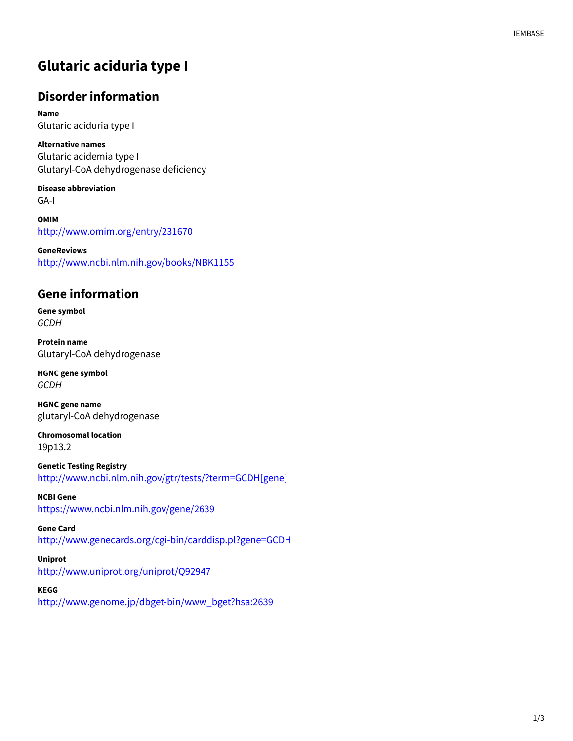# Glutaric aciduria type I

## Disorder information

**Name**
Glutaric aciduria type I

**Alternative names**
Glutaric acidemia type I
Glutaryl-CoA dehydrogenase deficiency

**Disease abbreviation**
GA-I

**OMIM**
http://www.omim.org/entry/231670

**GeneReviews**
http://www.ncbi.nlm.nih.gov/books/NBK1155

## Gene information

**Gene symbol**
*GCDH*

**Protein name**
Glutaryl-CoA dehydrogenase

**HGNC gene symbol**
*GCDH*

**HGNC gene name**
glutaryl-CoA dehydrogenase

**Chromosomal location**
19p13.2

**Genetic Testing Registry**
http://www.ncbi.nlm.nih.gov/gtr/tests/?term=GCDH[gene]

**NCBI Gene**
https://www.ncbi.nlm.nih.gov/gene/2639

**Gene Card**
http://www.genecards.org/cgi-bin/carddisp.pl?gene=GCDH

**Uniprot**
http://www.uniprot.org/uniprot/Q92947

**KEGG**
http://www.genome.jp/dbget-bin/www_bget?hsa:2639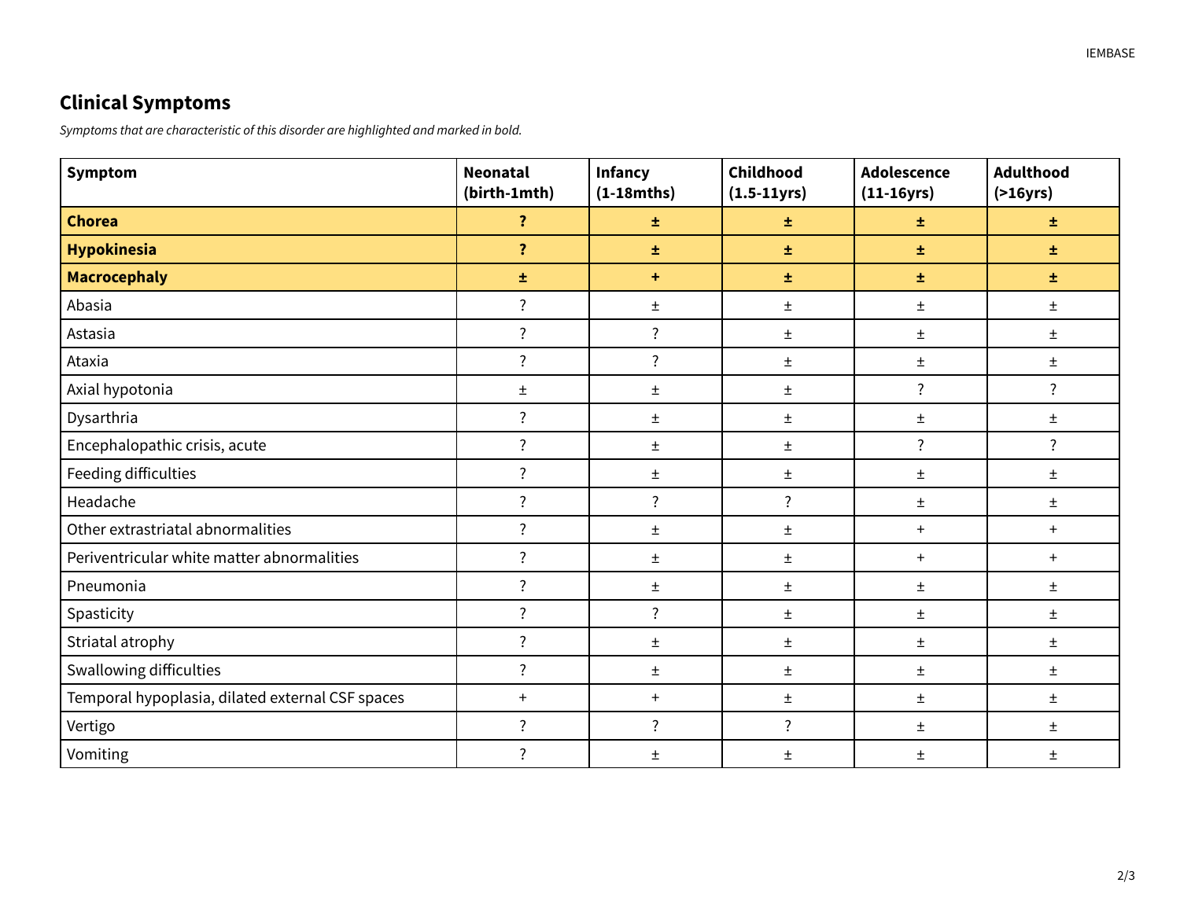## Clinical Symptoms

*Symptoms that are characteristic of this disorder are highlighted and marked in bold.*

| Symptom | Neonatal (birth-1mth) | Infancy (1-18mths) | Childhood (1.5-11yrs) | Adolescence (11-16yrs) | Adulthood (>16yrs) |
|---|---|---|---|---|---|
| **Chorea** | **?** | **±** | **±** | **±** | **±** |
| **Hypokinesia** | **?** | **±** | **±** | **±** | **±** |
| **Macrocephaly** | **±** | **+** | **±** | **±** | **±** |
| Abasia | ? | ± | ± | ± | ± |
| Astasia | ? | ? | ± | ± | ± |
| Ataxia | ? | ? | ± | ± | ± |
| Axial hypotonia | ± | ± | ± | ? | ? |
| Dysarthria | ? | ± | ± | ± | ± |
| Encephalopathic crisis, acute | ? | ± | ± | ? | ? |
| Feeding difficulties | ? | ± | ± | ± | ± |
| Headache | ? | ? | ? | ± | ± |
| Other extrastriatal abnormalities | ? | ± | ± | + | + |
| Periventricular white matter abnormalities | ? | ± | ± | + | + |
| Pneumonia | ? | ± | ± | ± | ± |
| Spasticity | ? | ? | ± | ± | ± |
| Striatal atrophy | ? | ± | ± | ± | ± |
| Swallowing difficulties | ? | ± | ± | ± | ± |
| Temporal hypoplasia, dilated external CSF spaces | + | + | ± | ± | ± |
| Vertigo | ? | ? | ? | ± | ± |
| Vomiting | ? | ± | ± | ± | ± |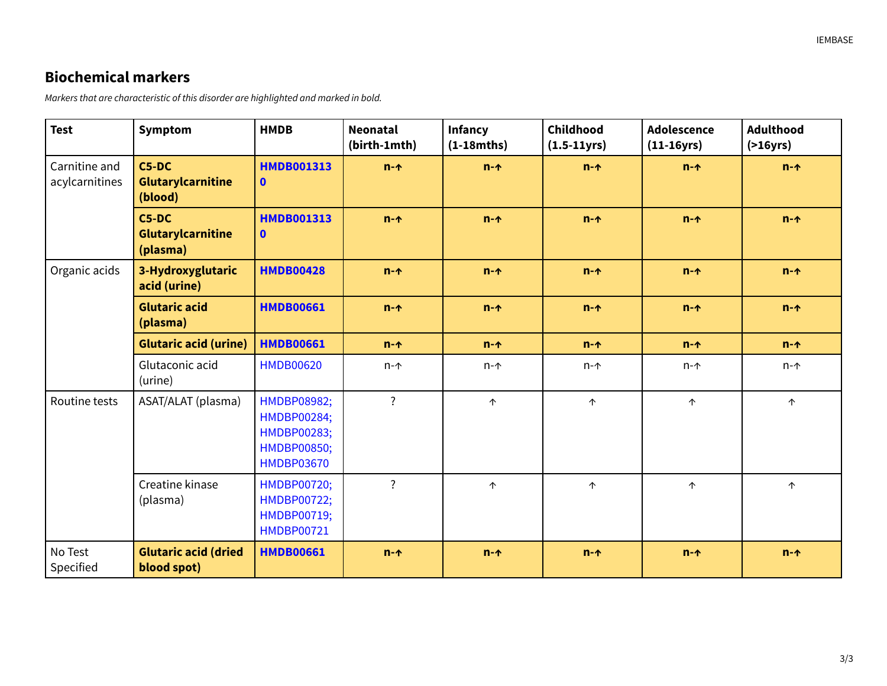## Biochemical markers

*Markers that are characteristic of this disorder are highlighted and marked in bold.*

| Test | Symptom | HMDB | Neonatal (birth-1mth) | Infancy (1-18mths) | Childhood (1.5-11yrs) | Adolescence (11-16yrs) | Adulthood (>16yrs) |
|---|---|---|---|---|---|---|---|
| Carnitine and acylcarnitines | **C5-DC Glutarylcarnitine (blood)** | **HMDB0013130** | **n-↑** | **n-↑** | **n-↑** | **n-↑** | **n-↑** |
| | **C5-DC Glutarylcarnitine (plasma)** | **HMDB0013130** | **n-↑** | **n-↑** | **n-↑** | **n-↑** | **n-↑** |
| Organic acids | **3-Hydroxyglutaric acid (urine)** | **HMDB00428** | **n-↑** | **n-↑** | **n-↑** | **n-↑** | **n-↑** |
| | **Glutaric acid (plasma)** | **HMDB00661** | **n-↑** | **n-↑** | **n-↑** | **n-↑** | **n-↑** |
| | **Glutaric acid (urine)** | **HMDB00661** | **n-↑** | **n-↑** | **n-↑** | **n-↑** | **n-↑** |
| | Glutaconic acid (urine) | HMDB00620 | n-↑ | n-↑ | n-↑ | n-↑ | n-↑ |
| Routine tests | ASAT/ALAT (plasma) | HMDBP08982; HMDBP00284; HMDBP00283; HMDBP00850; HMDBP03670 | ? | ↑ | ↑ | ↑ | ↑ |
| | Creatine kinase (plasma) | HMDBP00720; HMDBP00722; HMDBP00719; HMDBP00721 | ? | ↑ | ↑ | ↑ | ↑ |
| No Test Specified | **Glutaric acid (dried blood spot)** | **HMDB00661** | **n-↑** | **n-↑** | **n-↑** | **n-↑** | **n-↑** |